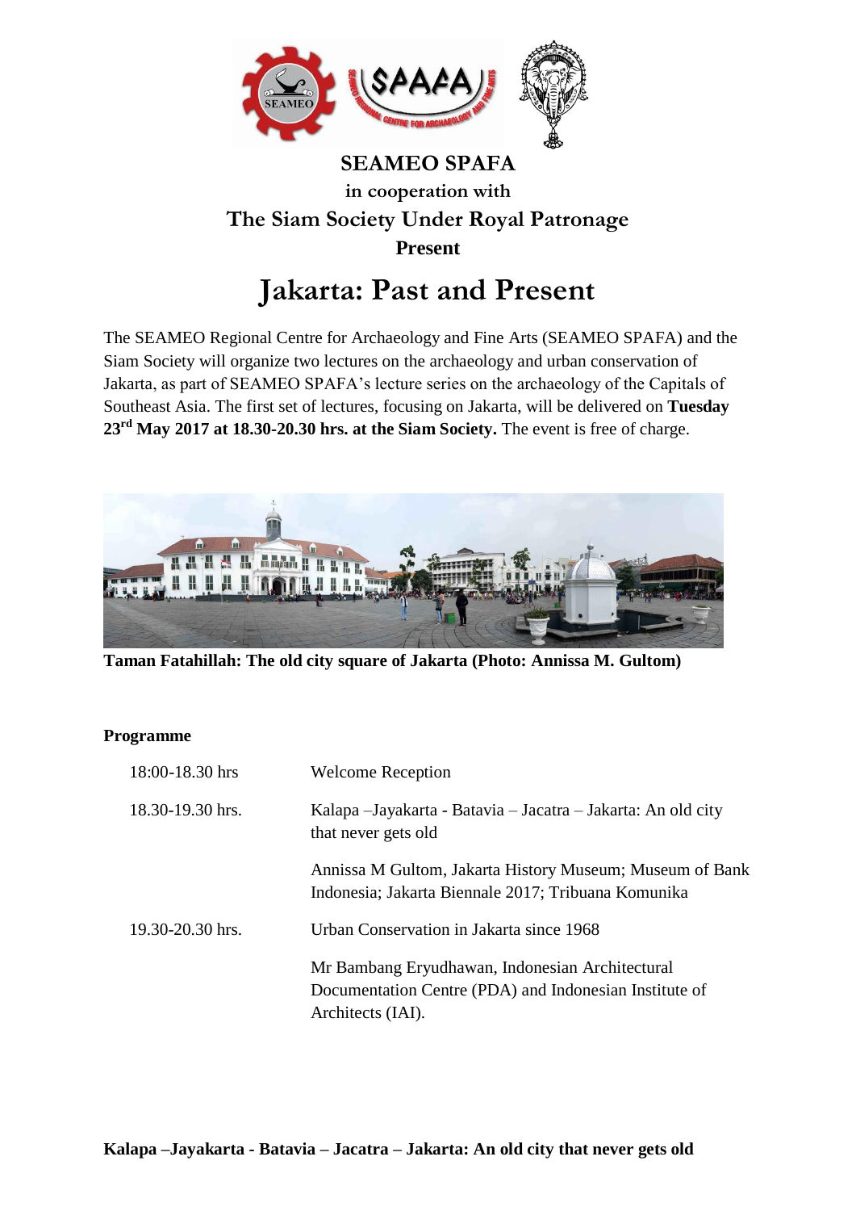**SEAMEO SPAFA**

**in cooperation with**

**The Siam Society Under Royal Patronage**

**Present**

# Jakarta: Past and Present

The SEAMEO Regional Centre for Archaeology and Fine Arts (SEAMEO SPAFA) and the Siam Society will organize two lectures on the archaeology and urban conservation of Jakarta, as part of SEAMEO SPAFA's lecture series on the archaeology of the Capitals of Southeast Asia. The first set of lectures, focusing on Jakarta, will be delivered on **Tuesday 23rd May 2017 at 18.30-20.30 hrs. at the Siam Society.** The event is free of charge.

**Taman Fatahillah: The old city square of Jakarta (Photo: Annissa M. Gultom)**

**Programme**

| | |
|---|---|
| 18:00-18.30 hrs | Welcome Reception |
| 18.30-19.30 hrs. | Kalapa –Jayakarta - Batavia – Jacatra – Jakarta: An old city that never gets old |
| | Annissa M Gultom, Jakarta History Museum; Museum of Bank Indonesia; Jakarta Biennale 2017; Tribuana Komunika |
| 19.30-20.30 hrs. | Urban Conservation in Jakarta since 1968 |
| | Mr Bambang Eryudhawan, Indonesian Architectural Documentation Centre (PDA) and Indonesian Institute of Architects (IAI). |

**Kalapa –Jayakarta - Batavia – Jacatra – Jakarta: An old city that never gets old**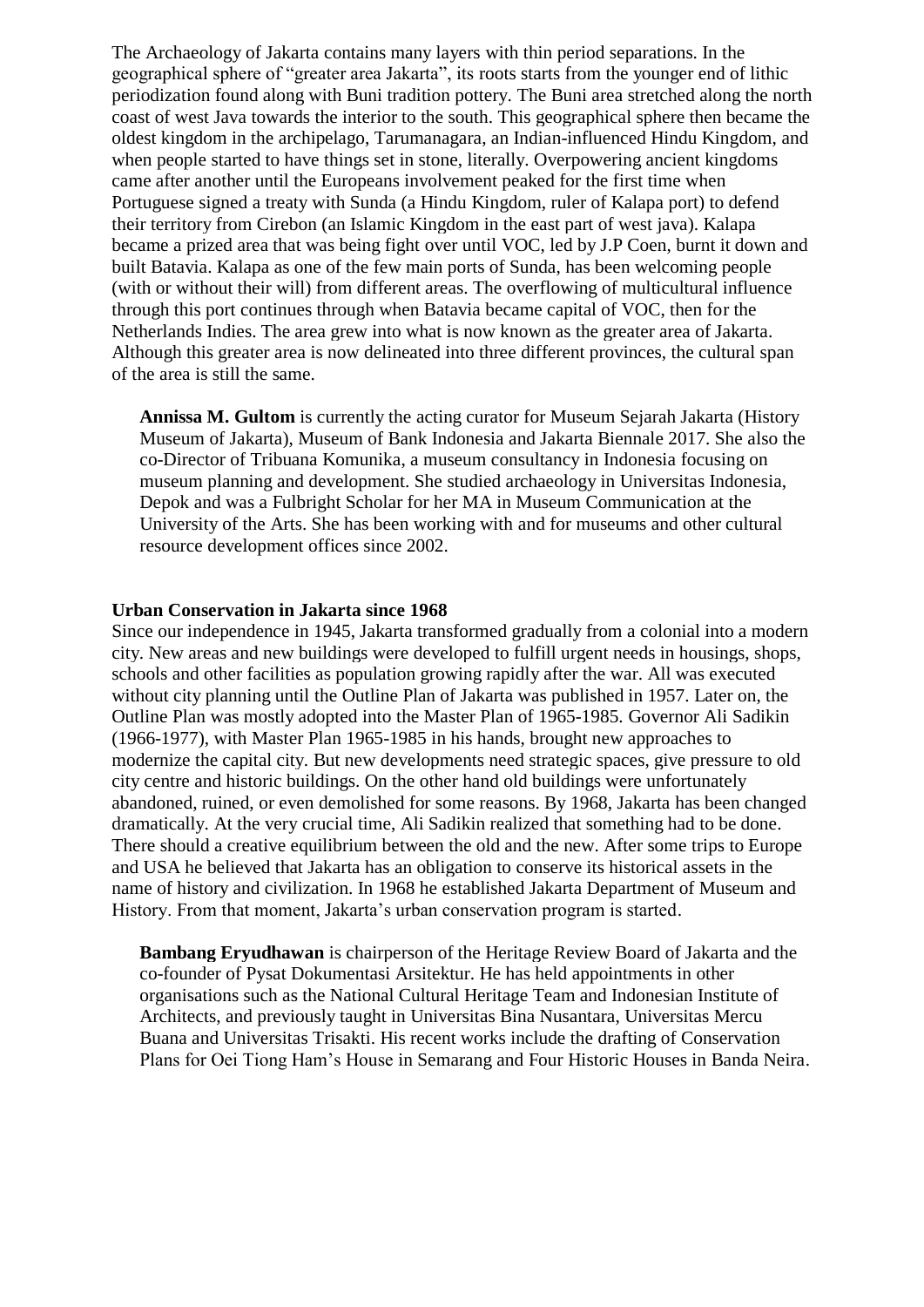The Archaeology of Jakarta contains many layers with thin period separations. In the geographical sphere of "greater area Jakarta", its roots starts from the younger end of lithic periodization found along with Buni tradition pottery. The Buni area stretched along the north coast of west Java towards the interior to the south. This geographical sphere then became the oldest kingdom in the archipelago, Tarumanagara, an Indian-influenced Hindu Kingdom, and when people started to have things set in stone, literally. Overpowering ancient kingdoms came after another until the Europeans involvement peaked for the first time when Portuguese signed a treaty with Sunda (a Hindu Kingdom, ruler of Kalapa port) to defend their territory from Cirebon (an Islamic Kingdom in the east part of west java). Kalapa became a prized area that was being fight over until VOC, led by J.P Coen, burnt it down and built Batavia. Kalapa as one of the few main ports of Sunda, has been welcoming people (with or without their will) from different areas. The overflowing of multicultural influence through this port continues through when Batavia became capital of VOC, then for the Netherlands Indies. The area grew into what is now known as the greater area of Jakarta. Although this greater area is now delineated into three different provinces, the cultural span of the area is still the same.

**Annissa M. Gultom** is currently the acting curator for Museum Sejarah Jakarta (History Museum of Jakarta), Museum of Bank Indonesia and Jakarta Biennale 2017. She also the co-Director of Tribuana Komunika, a museum consultancy in Indonesia focusing on museum planning and development. She studied archaeology in Universitas Indonesia, Depok and was a Fulbright Scholar for her MA in Museum Communication at the University of the Arts. She has been working with and for museums and other cultural resource development offices since 2002.

**Urban Conservation in Jakarta since 1968**

Since our independence in 1945, Jakarta transformed gradually from a colonial into a modern city. New areas and new buildings were developed to fulfill urgent needs in housings, shops, schools and other facilities as population growing rapidly after the war. All was executed without city planning until the Outline Plan of Jakarta was published in 1957. Later on, the Outline Plan was mostly adopted into the Master Plan of 1965-1985. Governor Ali Sadikin (1966-1977), with Master Plan 1965-1985 in his hands, brought new approaches to modernize the capital city. But new developments need strategic spaces, give pressure to old city centre and historic buildings. On the other hand old buildings were unfortunately abandoned, ruined, or even demolished for some reasons. By 1968, Jakarta has been changed dramatically. At the very crucial time, Ali Sadikin realized that something had to be done. There should a creative equilibrium between the old and the new. After some trips to Europe and USA he believed that Jakarta has an obligation to conserve its historical assets in the name of history and civilization. In 1968 he established Jakarta Department of Museum and History. From that moment, Jakarta's urban conservation program is started.

**Bambang Eryudhawan** is chairperson of the Heritage Review Board of Jakarta and the co-founder of Pysat Dokumentasi Arsitektur. He has held appointments in other organisations such as the National Cultural Heritage Team and Indonesian Institute of Architects, and previously taught in Universitas Bina Nusantara, Universitas Mercu Buana and Universitas Trisakti. His recent works include the drafting of Conservation Plans for Oei Tiong Ham's House in Semarang and Four Historic Houses in Banda Neira.